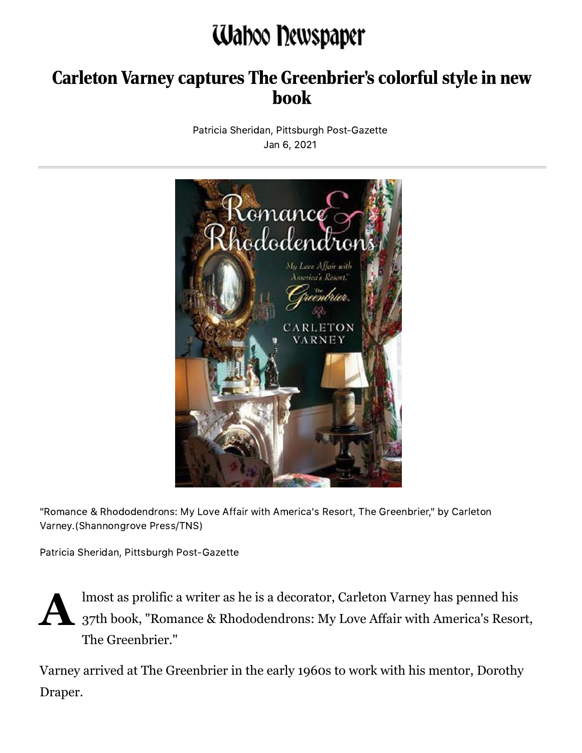# Wahoo Newspaper

## Carleton Varney captures The Greenbrier's colorful style in new book

Patricia Sheridan, Pittsburgh Post-Gazette
Jan 6, 2021

"Romance & Rhododendrons: My Love Affair with America's Resort, The Greenbrier," by Carleton Varney.(Shannongrove Press/TNS)

Patricia Sheridan, Pittsburgh Post-Gazette

Almost as prolific a writer as he is a decorator, Carleton Varney has penned his 37th book, "Romance & Rhododendrons: My Love Affair with America's Resort, The Greenbrier."

Varney arrived at The Greenbrier in the early 1960s to work with his mentor, Dorothy Draper.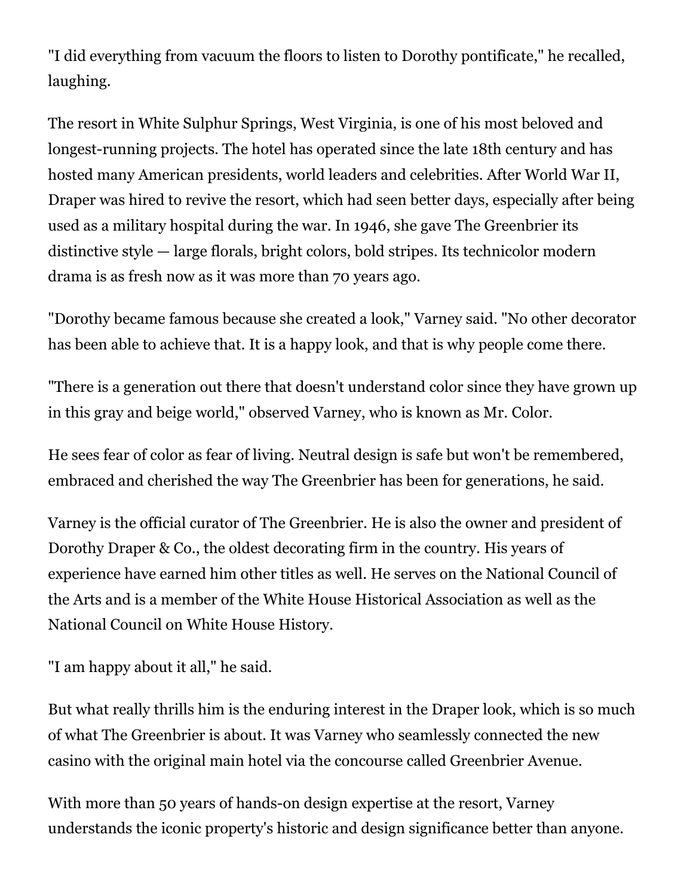"I did everything from vacuum the floors to listen to Dorothy pontificate," he recalled, laughing.

The resort in White Sulphur Springs, West Virginia, is one of his most beloved and longest-running projects. The hotel has operated since the late 18th century and has hosted many American presidents, world leaders and celebrities. After World War II, Draper was hired to revive the resort, which had seen better days, especially after being used as a military hospital during the war. In 1946, she gave The Greenbrier its distinctive style — large florals, bright colors, bold stripes. Its technicolor modern drama is as fresh now as it was more than 70 years ago.

"Dorothy became famous because she created a look," Varney said. "No other decorator has been able to achieve that. It is a happy look, and that is why people come there.

"There is a generation out there that doesn't understand color since they have grown up in this gray and beige world," observed Varney, who is known as Mr. Color.

He sees fear of color as fear of living. Neutral design is safe but won't be remembered, embraced and cherished the way The Greenbrier has been for generations, he said.

Varney is the official curator of The Greenbrier. He is also the owner and president of Dorothy Draper & Co., the oldest decorating firm in the country. His years of experience have earned him other titles as well. He serves on the National Council of the Arts and is a member of the White House Historical Association as well as the National Council on White House History.

"I am happy about it all," he said.

But what really thrills him is the enduring interest in the Draper look, which is so much of what The Greenbrier is about. It was Varney who seamlessly connected the new casino with the original main hotel via the concourse called Greenbrier Avenue.

With more than 50 years of hands-on design expertise at the resort, Varney understands the iconic property's historic and design significance better than anyone.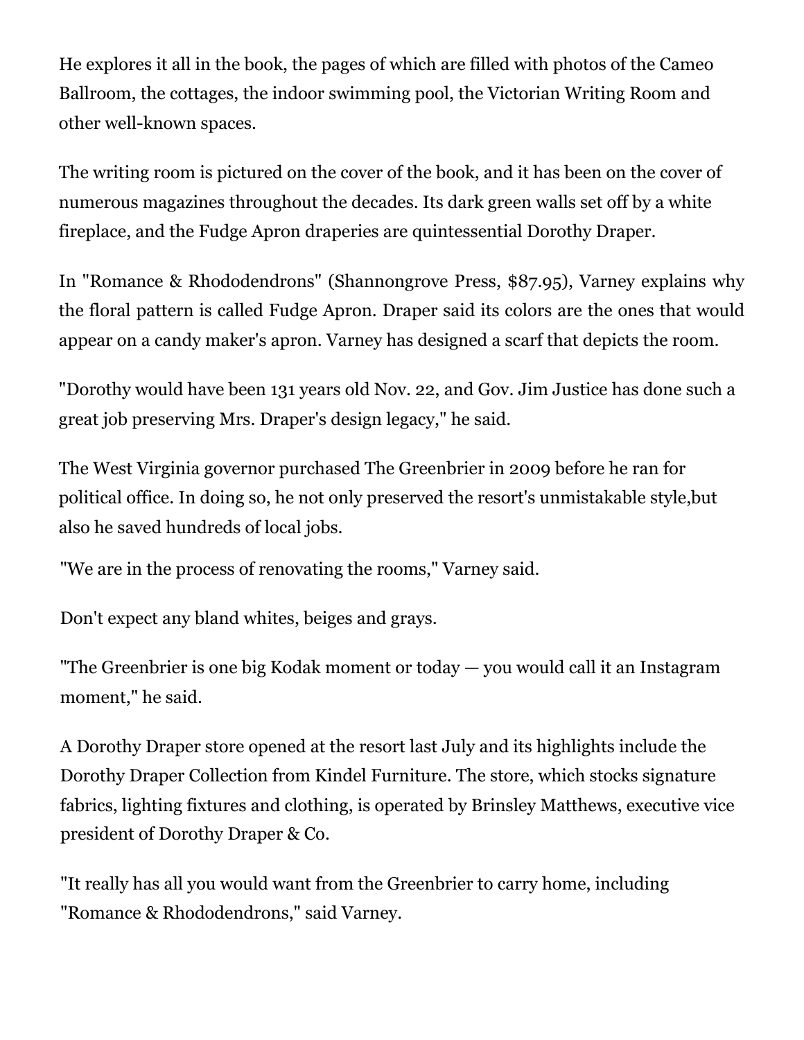He explores it all in the book, the pages of which are filled with photos of the Cameo Ballroom, the cottages, the indoor swimming pool, the Victorian Writing Room and other well-known spaces.

The writing room is pictured on the cover of the book, and it has been on the cover of numerous magazines throughout the decades. Its dark green walls set off by a white fireplace, and the Fudge Apron draperies are quintessential Dorothy Draper.

In "Romance & Rhododendrons" (Shannongrove Press, $87.95), Varney explains why the floral pattern is called Fudge Apron. Draper said its colors are the ones that would appear on a candy maker's apron. Varney has designed a scarf that depicts the room.

"Dorothy would have been 131 years old Nov. 22, and Gov. Jim Justice has done such a great job preserving Mrs. Draper's design legacy," he said.

The West Virginia governor purchased The Greenbrier in 2009 before he ran for political office. In doing so, he not only preserved the resort's unmistakable style,but also he saved hundreds of local jobs.

"We are in the process of renovating the rooms," Varney said.

Don't expect any bland whites, beiges and grays.

"The Greenbrier is one big Kodak moment or today — you would call it an Instagram moment," he said.

A Dorothy Draper store opened at the resort last July and its highlights include the Dorothy Draper Collection from Kindel Furniture. The store, which stocks signature fabrics, lighting fixtures and clothing, is operated by Brinsley Matthews, executive vice president of Dorothy Draper & Co.

"It really has all you would want from the Greenbrier to carry home, including "Romance & Rhododendrons," said Varney.